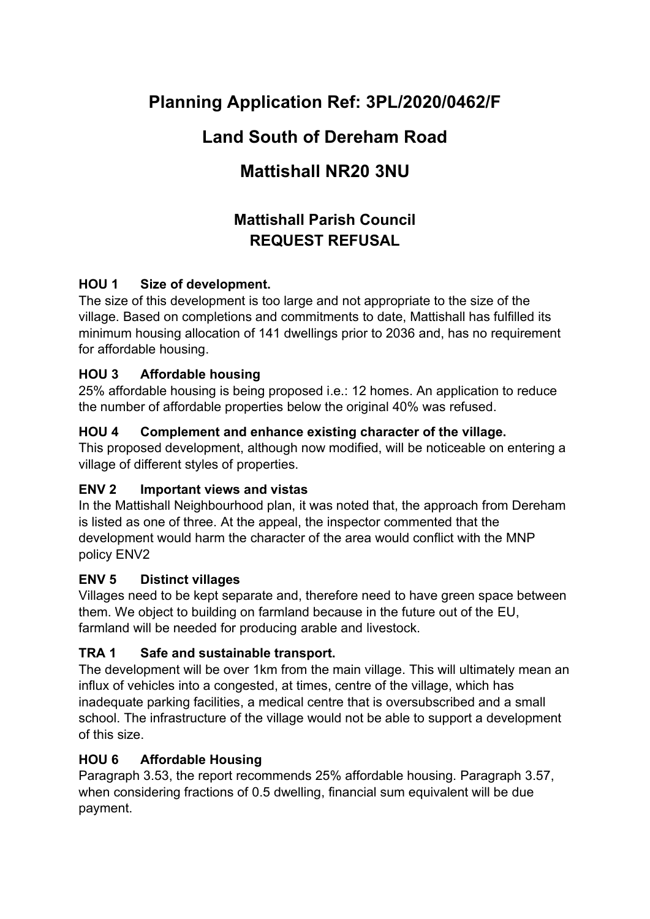# Planning Application Ref: 3PL/2020/0462/F

# Land South of Dereham Road

# Mattishall NR20 3NU

## Mattishall Parish Council
## REQUEST REFUSAL

**HOU 1 Size of development.**
The size of this development is too large and not appropriate to the size of the village. Based on completions and commitments to date, Mattishall has fulfilled its minimum housing allocation of 141 dwellings prior to 2036 and, has no requirement for affordable housing.

**HOU 3 Affordable housing**
25% affordable housing is being proposed i.e.: 12 homes. An application to reduce the number of affordable properties below the original 40% was refused.

**HOU 4 Complement and enhance existing character of the village.**
This proposed development, although now modified, will be noticeable on entering a village of different styles of properties.

**ENV 2 Important views and vistas**
In the Mattishall Neighbourhood plan, it was noted that, the approach from Dereham is listed as one of three. At the appeal, the inspector commented that the development would harm the character of the area would conflict with the MNP policy ENV2

**ENV 5 Distinct villages**
Villages need to be kept separate and, therefore need to have green space between them. We object to building on farmland because in the future out of the EU, farmland will be needed for producing arable and livestock.

**TRA 1 Safe and sustainable transport.**
The development will be over 1km from the main village. This will ultimately mean an influx of vehicles into a congested, at times, centre of the village, which has inadequate parking facilities, a medical centre that is oversubscribed and a small school. The infrastructure of the village would not be able to support a development of this size.

**HOU 6 Affordable Housing**
Paragraph 3.53, the report recommends 25% affordable housing. Paragraph 3.57, when considering fractions of 0.5 dwelling, financial sum equivalent will be due payment.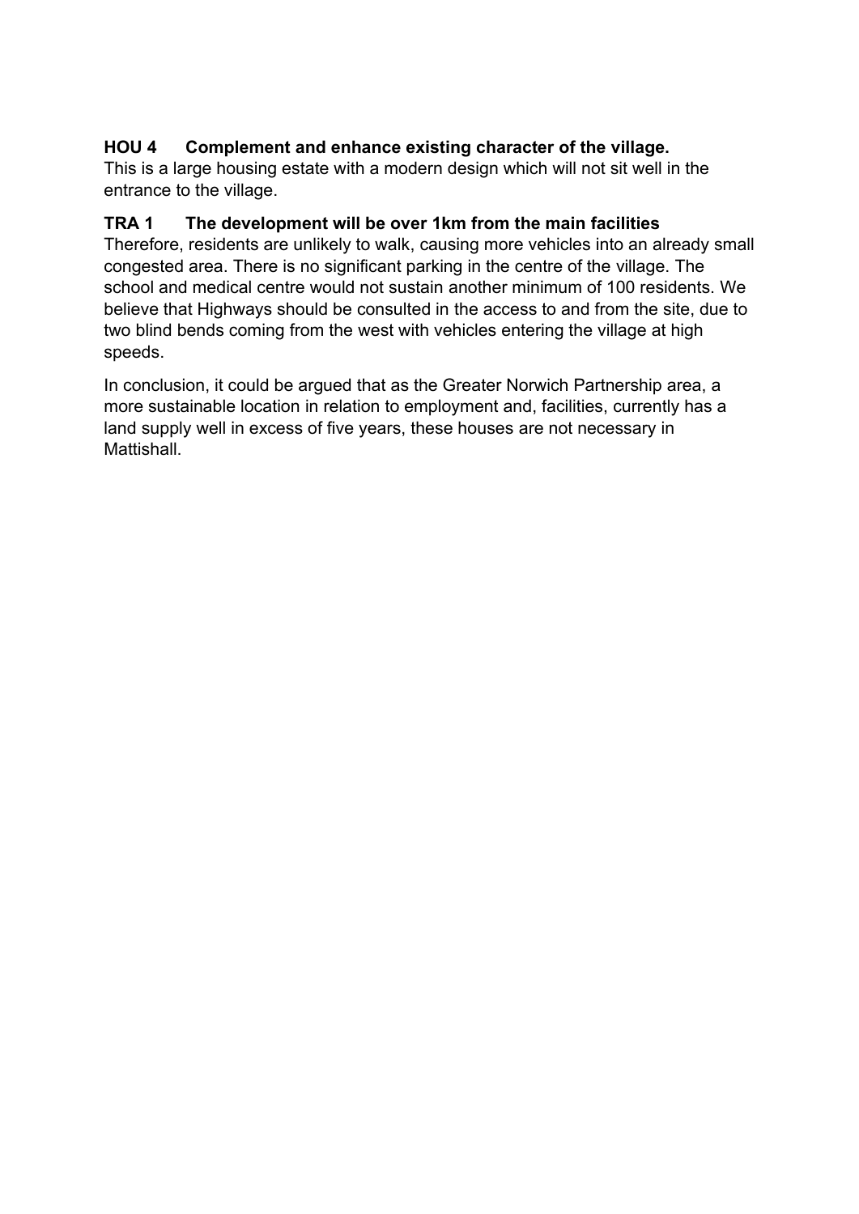**HOU 4 Complement and enhance existing character of the village.**
This is a large housing estate with a modern design which will not sit well in the entrance to the village.

**TRA 1 The development will be over 1km from the main facilities**
Therefore, residents are unlikely to walk, causing more vehicles into an already small congested area. There is no significant parking in the centre of the village. The school and medical centre would not sustain another minimum of 100 residents. We believe that Highways should be consulted in the access to and from the site, due to two blind bends coming from the west with vehicles entering the village at high speeds.

In conclusion, it could be argued that as the Greater Norwich Partnership area, a more sustainable location in relation to employment and, facilities, currently has a land supply well in excess of five years, these houses are not necessary in Mattishall.